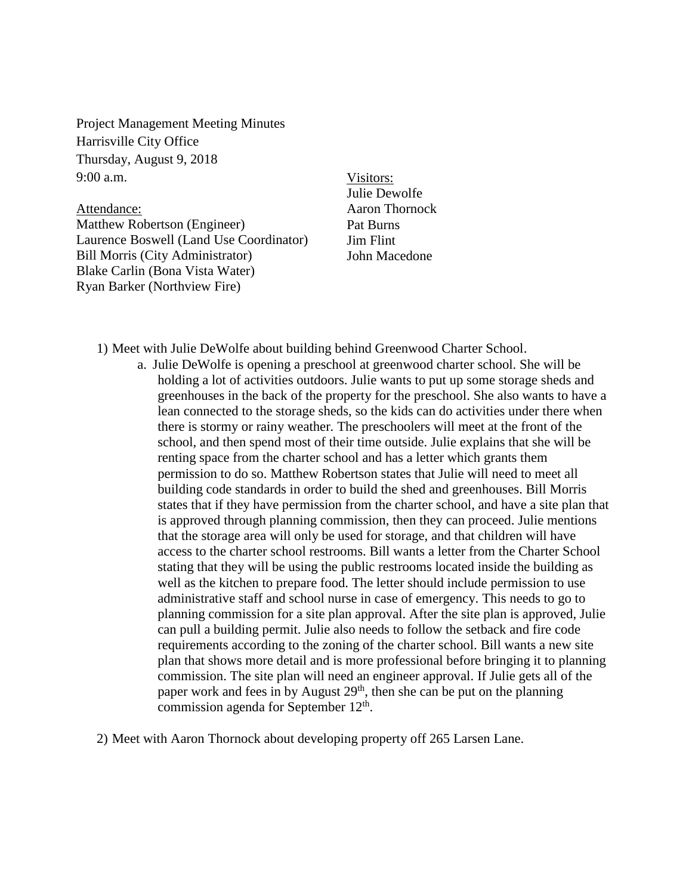Project Management Meeting Minutes
Harrisville City Office
Thursday, August 9, 2018
9:00 a.m.

Attendance:
Matthew Robertson (Engineer)
Laurence Boswell (Land Use Coordinator)
Bill Morris (City Administrator)
Blake Carlin (Bona Vista Water)
Ryan Barker (Northview Fire)

Visitors:
Julie Dewolfe
Aaron Thornock
Pat Burns
Jim Flint
John Macedone

1) Meet with Julie DeWolfe about building behind Greenwood Charter School.
   a. Julie DeWolfe is opening a preschool at greenwood charter school. She will be holding a lot of activities outdoors. Julie wants to put up some storage sheds and greenhouses in the back of the property for the preschool. She also wants to have a lean connected to the storage sheds, so the kids can do activities under there when there is stormy or rainy weather. The preschoolers will meet at the front of the school, and then spend most of their time outside. Julie explains that she will be renting space from the charter school and has a letter which grants them permission to do so. Matthew Robertson states that Julie will need to meet all building code standards in order to build the shed and greenhouses. Bill Morris states that if they have permission from the charter school, and have a site plan that is approved through planning commission, then they can proceed. Julie mentions that the storage area will only be used for storage, and that children will have access to the charter school restrooms. Bill wants a letter from the Charter School stating that they will be using the public restrooms located inside the building as well as the kitchen to prepare food. The letter should include permission to use administrative staff and school nurse in case of emergency. This needs to go to planning commission for a site plan approval. After the site plan is approved, Julie can pull a building permit. Julie also needs to follow the setback and fire code requirements according to the zoning of the charter school. Bill wants a new site plan that shows more detail and is more professional before bringing it to planning commission. The site plan will need an engineer approval. If Julie gets all of the paper work and fees in by August 29th, then she can be put on the planning commission agenda for September 12th.

2) Meet with Aaron Thornock about developing property off 265 Larsen Lane.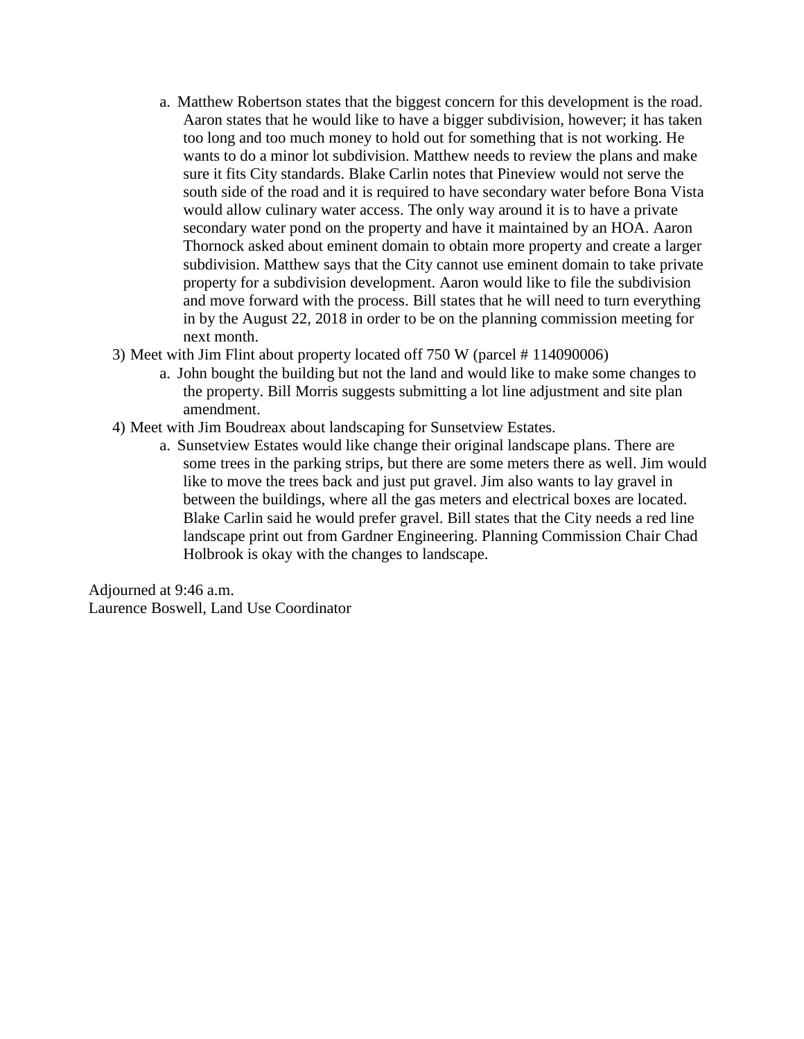a. Matthew Robertson states that the biggest concern for this development is the road. Aaron states that he would like to have a bigger subdivision, however; it has taken too long and too much money to hold out for something that is not working. He wants to do a minor lot subdivision. Matthew needs to review the plans and make sure it fits City standards. Blake Carlin notes that Pineview would not serve the south side of the road and it is required to have secondary water before Bona Vista would allow culinary water access. The only way around it is to have a private secondary water pond on the property and have it maintained by an HOA. Aaron Thornock asked about eminent domain to obtain more property and create a larger subdivision. Matthew says that the City cannot use eminent domain to take private property for a subdivision development. Aaron would like to file the subdivision and move forward with the process. Bill states that he will need to turn everything in by the August 22, 2018 in order to be on the planning commission meeting for next month.

3) Meet with Jim Flint about property located off 750 W (parcel # 114090006)
   a. John bought the building but not the land and would like to make some changes to the property. Bill Morris suggests submitting a lot line adjustment and site plan amendment.

4) Meet with Jim Boudreax about landscaping for Sunsetview Estates.
   a. Sunsetview Estates would like change their original landscape plans. There are some trees in the parking strips, but there are some meters there as well. Jim would like to move the trees back and just put gravel. Jim also wants to lay gravel in between the buildings, where all the gas meters and electrical boxes are located. Blake Carlin said he would prefer gravel. Bill states that the City needs a red line landscape print out from Gardner Engineering. Planning Commission Chair Chad Holbrook is okay with the changes to landscape.

Adjourned at 9:46 a.m.
Laurence Boswell, Land Use Coordinator